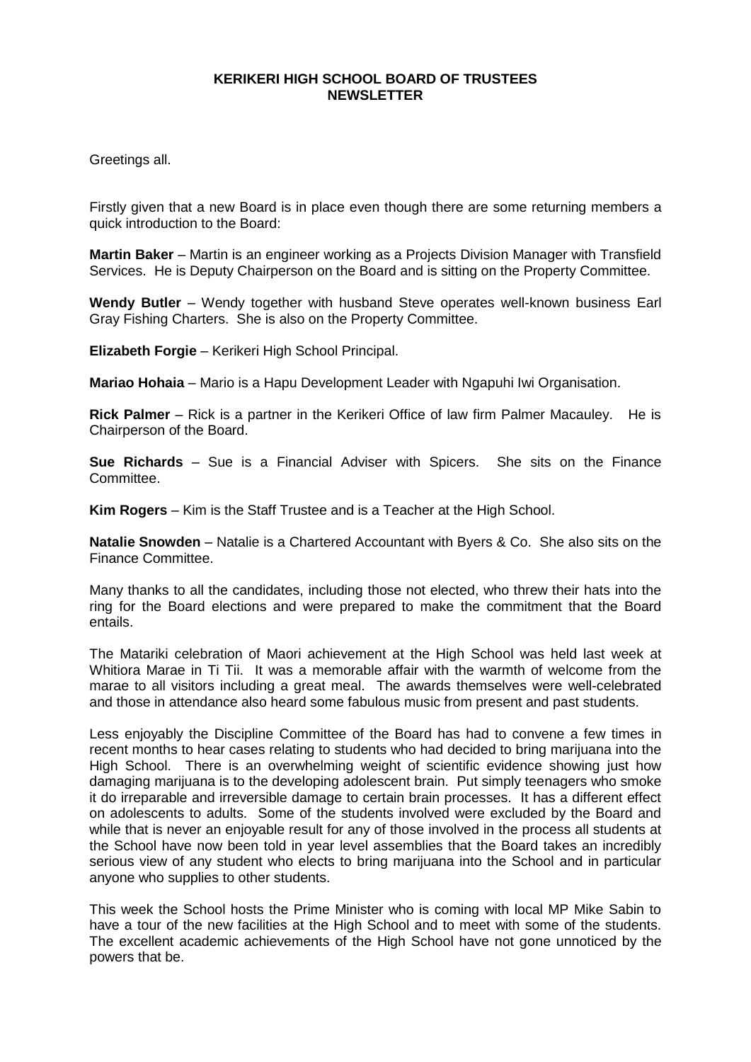# KERIKERI HIGH SCHOOL BOARD OF TRUSTEES NEWSLETTER

Greetings all.

Firstly given that a new Board is in place even though there are some returning members a quick introduction to the Board:

**Martin Baker** – Martin is an engineer working as a Projects Division Manager with Transfield Services. He is Deputy Chairperson on the Board and is sitting on the Property Committee.

**Wendy Butler** – Wendy together with husband Steve operates well-known business Earl Gray Fishing Charters. She is also on the Property Committee.

**Elizabeth Forgie** – Kerikeri High School Principal.

**Mariao Hohaia** – Mario is a Hapu Development Leader with Ngapuhi Iwi Organisation.

**Rick Palmer** – Rick is a partner in the Kerikeri Office of law firm Palmer Macauley. He is Chairperson of the Board.

**Sue Richards** – Sue is a Financial Adviser with Spicers. She sits on the Finance Committee.

**Kim Rogers** – Kim is the Staff Trustee and is a Teacher at the High School.

**Natalie Snowden** – Natalie is a Chartered Accountant with Byers & Co. She also sits on the Finance Committee.

Many thanks to all the candidates, including those not elected, who threw their hats into the ring for the Board elections and were prepared to make the commitment that the Board entails.

The Matariki celebration of Maori achievement at the High School was held last week at Whitiora Marae in Ti Tii. It was a memorable affair with the warmth of welcome from the marae to all visitors including a great meal. The awards themselves were well-celebrated and those in attendance also heard some fabulous music from present and past students.

Less enjoyably the Discipline Committee of the Board has had to convene a few times in recent months to hear cases relating to students who had decided to bring marijuana into the High School. There is an overwhelming weight of scientific evidence showing just how damaging marijuana is to the developing adolescent brain. Put simply teenagers who smoke it do irreparable and irreversible damage to certain brain processes. It has a different effect on adolescents to adults. Some of the students involved were excluded by the Board and while that is never an enjoyable result for any of those involved in the process all students at the School have now been told in year level assemblies that the Board takes an incredibly serious view of any student who elects to bring marijuana into the School and in particular anyone who supplies to other students.

This week the School hosts the Prime Minister who is coming with local MP Mike Sabin to have a tour of the new facilities at the High School and to meet with some of the students. The excellent academic achievements of the High School have not gone unnoticed by the powers that be.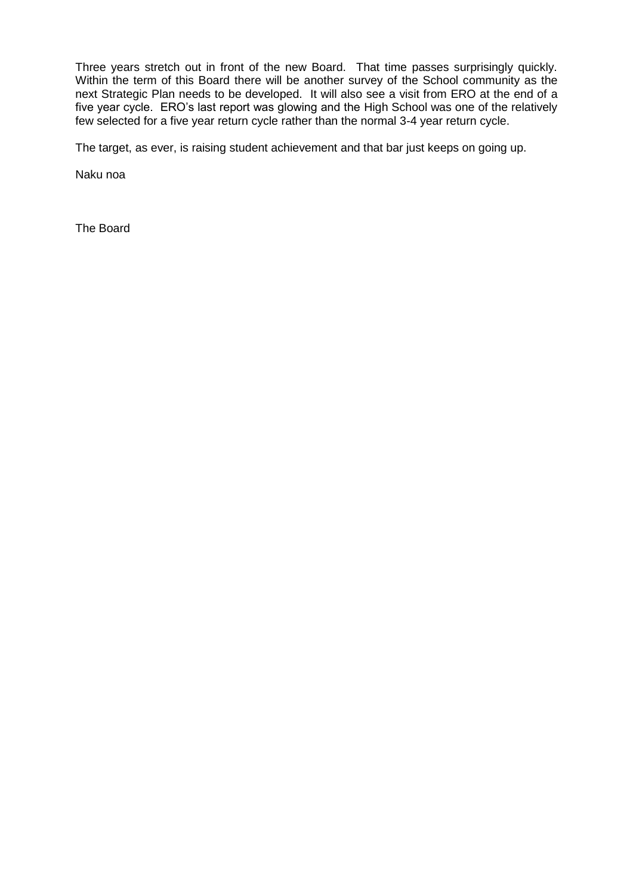Three years stretch out in front of the new Board. That time passes surprisingly quickly. Within the term of this Board there will be another survey of the School community as the next Strategic Plan needs to be developed. It will also see a visit from ERO at the end of a five year cycle. ERO's last report was glowing and the High School was one of the relatively few selected for a five year return cycle rather than the normal 3-4 year return cycle.

The target, as ever, is raising student achievement and that bar just keeps on going up.

Naku noa

The Board